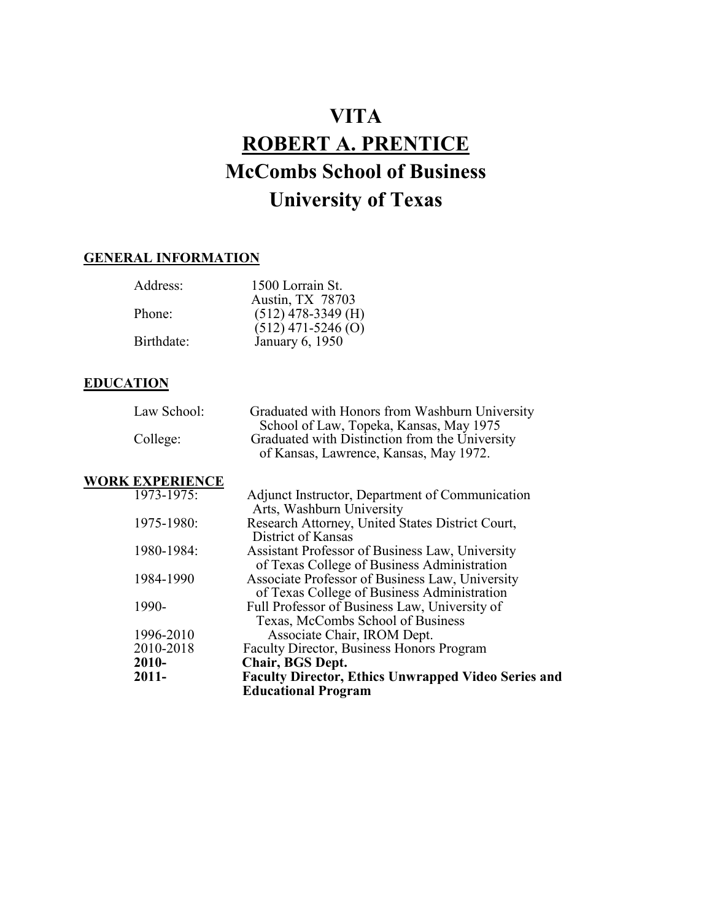# VITA

# ROBERT A. PRENTICE

# McCombs School of Business

# University of Texas

## GENERAL INFORMATION

| | |
|---|---|
| Address: | 1500 Lorrain St.<br>Austin, TX 78703 |
| Phone: | (512) 478-3349 (H)<br>(512) 471-5246 (O) |
| Birthdate: | January 6, 1950 |

## EDUCATION

| | |
|---|---|
| Law School: | Graduated with Honors from Washburn University School of Law, Topeka, Kansas, May 1975 |
| College: | Graduated with Distinction from the University of Kansas, Lawrence, Kansas, May 1972. |

## WORK EXPERIENCE

| | |
|---|---|
| 1973-1975: | Adjunct Instructor, Department of Communication Arts, Washburn University |
| 1975-1980: | Research Attorney, United States District Court, District of Kansas |
| 1980-1984: | Assistant Professor of Business Law, University of Texas College of Business Administration |
| 1984-1990 | Associate Professor of Business Law, University of Texas College of Business Administration |
| 1990- | Full Professor of Business Law, University of Texas, McCombs School of Business |
| 1996-2010 | Associate Chair, IROM Dept. |
| 2010-2018 | Faculty Director, Business Honors Program |
| **2010-** | **Chair, BGS Dept.** |
| **2011-** | **Faculty Director, Ethics Unwrapped Video Series and Educational Program** |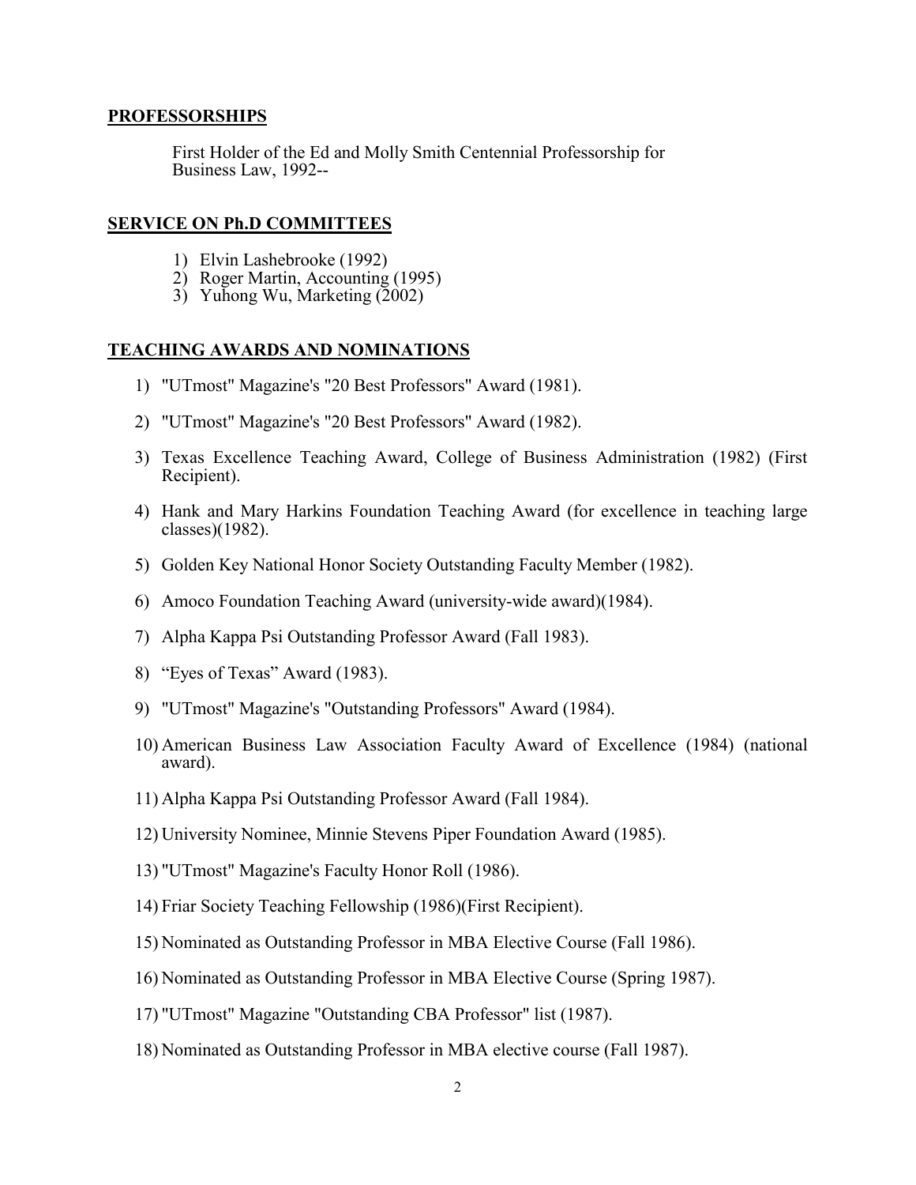## PROFESSORSHIPS

First Holder of the Ed and Molly Smith Centennial Professorship for Business Law, 1992--

## SERVICE ON Ph.D COMMITTEES

1) Elvin Lashebrooke (1992)
2) Roger Martin, Accounting (1995)
3) Yuhong Wu, Marketing (2002)

## TEACHING AWARDS AND NOMINATIONS

1) "UTmost" Magazine's "20 Best Professors" Award (1981).

2) "UTmost" Magazine's "20 Best Professors" Award (1982).

3) Texas Excellence Teaching Award, College of Business Administration (1982) (First Recipient).

4) Hank and Mary Harkins Foundation Teaching Award (for excellence in teaching large classes)(1982).

5) Golden Key National Honor Society Outstanding Faculty Member (1982).

6) Amoco Foundation Teaching Award (university-wide award)(1984).

7) Alpha Kappa Psi Outstanding Professor Award (Fall 1983).

8) "Eyes of Texas" Award (1983).

9) "UTmost" Magazine's "Outstanding Professors" Award (1984).

10) American Business Law Association Faculty Award of Excellence (1984) (national award).

11) Alpha Kappa Psi Outstanding Professor Award (Fall 1984).

12) University Nominee, Minnie Stevens Piper Foundation Award (1985).

13) "UTmost" Magazine's Faculty Honor Roll (1986).

14) Friar Society Teaching Fellowship (1986)(First Recipient).

15) Nominated as Outstanding Professor in MBA Elective Course (Fall 1986).

16) Nominated as Outstanding Professor in MBA Elective Course (Spring 1987).

17) "UTmost" Magazine "Outstanding CBA Professor" list (1987).

18) Nominated as Outstanding Professor in MBA elective course (Fall 1987).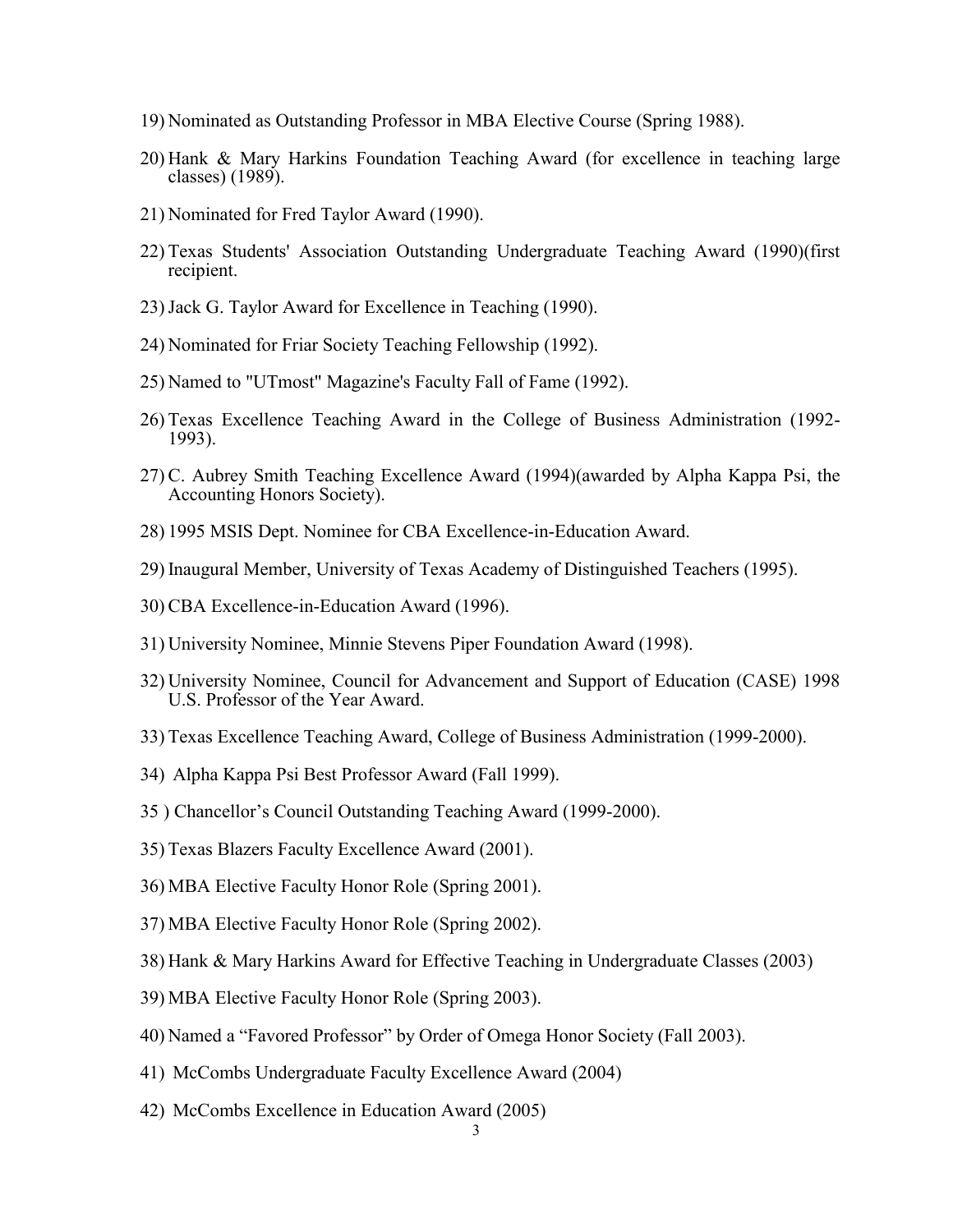19) Nominated as Outstanding Professor in MBA Elective Course (Spring 1988).

20) Hank & Mary Harkins Foundation Teaching Award (for excellence in teaching large classes) (1989).

21) Nominated for Fred Taylor Award (1990).

22) Texas Students' Association Outstanding Undergraduate Teaching Award (1990)(first recipient.

23) Jack G. Taylor Award for Excellence in Teaching (1990).

24) Nominated for Friar Society Teaching Fellowship (1992).

25) Named to "UTmost" Magazine's Faculty Fall of Fame (1992).

26) Texas Excellence Teaching Award in the College of Business Administration (1992-1993).

27) C. Aubrey Smith Teaching Excellence Award (1994)(awarded by Alpha Kappa Psi, the Accounting Honors Society).

28) 1995 MSIS Dept. Nominee for CBA Excellence-in-Education Award.

29) Inaugural Member, University of Texas Academy of Distinguished Teachers (1995).

30) CBA Excellence-in-Education Award (1996).

31) University Nominee, Minnie Stevens Piper Foundation Award (1998).

32) University Nominee, Council for Advancement and Support of Education (CASE) 1998 U.S. Professor of the Year Award.

33) Texas Excellence Teaching Award, College of Business Administration (1999-2000).

34) Alpha Kappa Psi Best Professor Award (Fall 1999).

35 ) Chancellor's Council Outstanding Teaching Award (1999-2000).

35) Texas Blazers Faculty Excellence Award (2001).

36) MBA Elective Faculty Honor Role (Spring 2001).

37) MBA Elective Faculty Honor Role (Spring 2002).

38) Hank & Mary Harkins Award for Effective Teaching in Undergraduate Classes (2003)

39) MBA Elective Faculty Honor Role (Spring 2003).

40) Named a "Favored Professor" by Order of Omega Honor Society (Fall 2003).

41) McCombs Undergraduate Faculty Excellence Award (2004)

42) McCombs Excellence in Education Award (2005)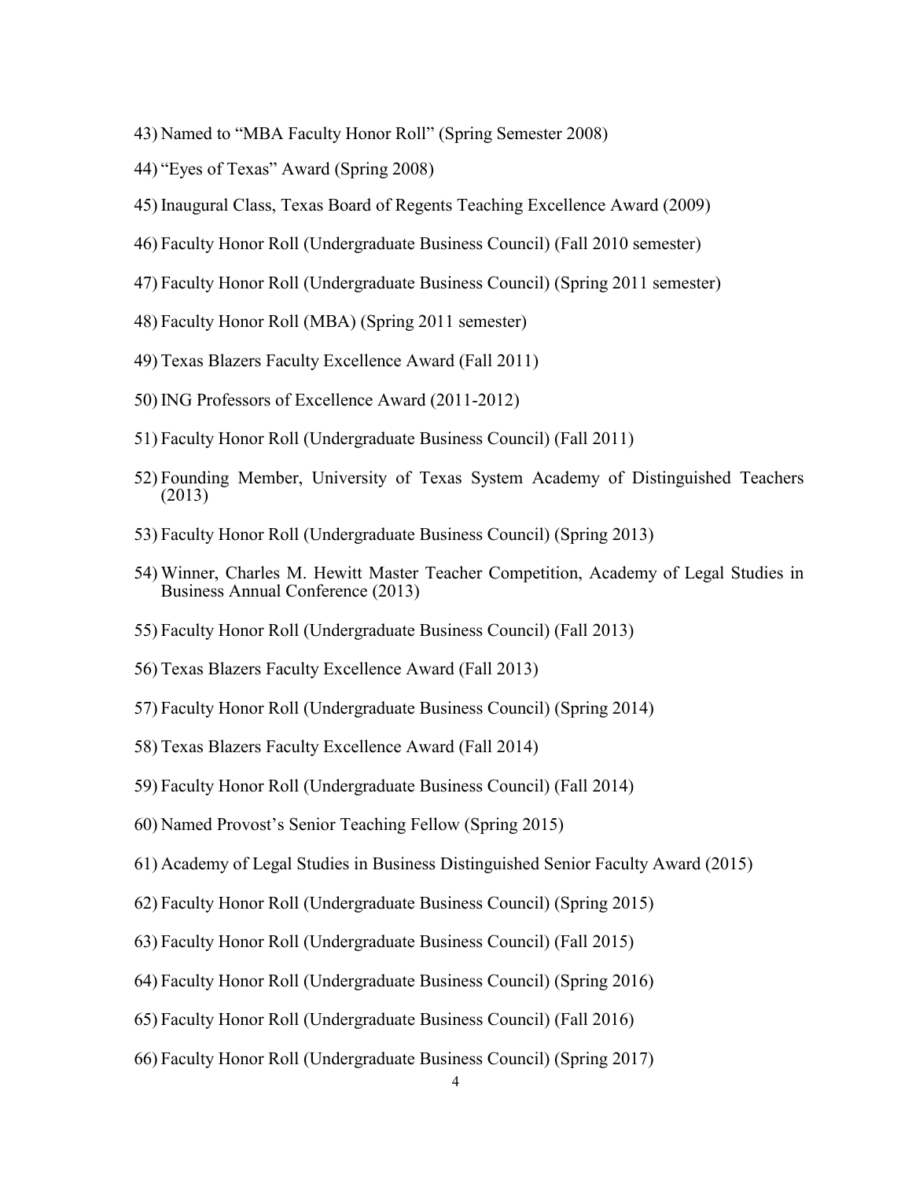43) Named to "MBA Faculty Honor Roll" (Spring Semester 2008)

44) "Eyes of Texas" Award (Spring 2008)

45) Inaugural Class, Texas Board of Regents Teaching Excellence Award (2009)

46) Faculty Honor Roll (Undergraduate Business Council) (Fall 2010 semester)

47) Faculty Honor Roll (Undergraduate Business Council) (Spring 2011 semester)

48) Faculty Honor Roll (MBA) (Spring 2011 semester)

49) Texas Blazers Faculty Excellence Award (Fall 2011)

50) ING Professors of Excellence Award (2011-2012)

51) Faculty Honor Roll (Undergraduate Business Council) (Fall 2011)

52) Founding Member, University of Texas System Academy of Distinguished Teachers (2013)

53) Faculty Honor Roll (Undergraduate Business Council) (Spring 2013)

54) Winner, Charles M. Hewitt Master Teacher Competition, Academy of Legal Studies in Business Annual Conference (2013)

55) Faculty Honor Roll (Undergraduate Business Council) (Fall 2013)

56) Texas Blazers Faculty Excellence Award (Fall 2013)

57) Faculty Honor Roll (Undergraduate Business Council) (Spring 2014)

58) Texas Blazers Faculty Excellence Award (Fall 2014)

59) Faculty Honor Roll (Undergraduate Business Council) (Fall 2014)

60) Named Provost's Senior Teaching Fellow (Spring 2015)

61) Academy of Legal Studies in Business Distinguished Senior Faculty Award (2015)

62) Faculty Honor Roll (Undergraduate Business Council) (Spring 2015)

63) Faculty Honor Roll (Undergraduate Business Council) (Fall 2015)

64) Faculty Honor Roll (Undergraduate Business Council) (Spring 2016)

65) Faculty Honor Roll (Undergraduate Business Council) (Fall 2016)

66) Faculty Honor Roll (Undergraduate Business Council) (Spring 2017)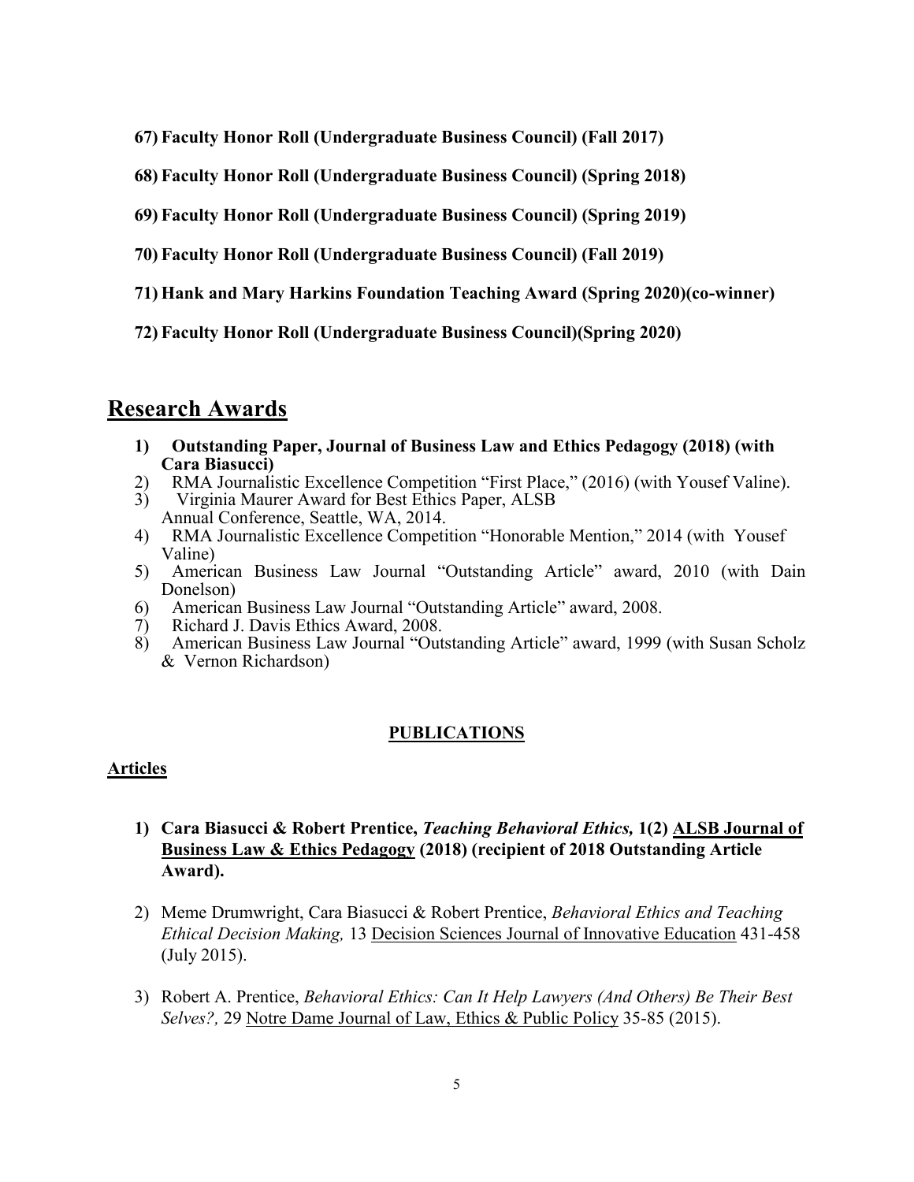**67) Faculty Honor Roll (Undergraduate Business Council) (Fall 2017)**

**68) Faculty Honor Roll (Undergraduate Business Council) (Spring 2018)**

**69) Faculty Honor Roll (Undergraduate Business Council) (Spring 2019)**

**70) Faculty Honor Roll (Undergraduate Business Council) (Fall 2019)**

**71) Hank and Mary Harkins Foundation Teaching Award (Spring 2020)(co-winner)**

**72) Faculty Honor Roll (Undergraduate Business Council)(Spring 2020)**

## Research Awards

1) **Outstanding Paper, Journal of Business Law and Ethics Pedagogy (2018) (with Cara Biasucci)**
2) RMA Journalistic Excellence Competition "First Place," (2016) (with Yousef Valine).
3) Virginia Maurer Award for Best Ethics Paper, ALSB Annual Conference, Seattle, WA, 2014.
4) RMA Journalistic Excellence Competition "Honorable Mention," 2014 (with Yousef Valine)
5) American Business Law Journal "Outstanding Article" award, 2010 (with Dain Donelson)
6) American Business Law Journal "Outstanding Article" award, 2008.
7) Richard J. Davis Ethics Award, 2008.
8) American Business Law Journal "Outstanding Article" award, 1999 (with Susan Scholz & Vernon Richardson)

## PUBLICATIONS

### Articles

1) **Cara Biasucci & Robert Prentice, *Teaching Behavioral Ethics,* 1(2) ALSB Journal of Business Law & Ethics Pedagogy (2018) (recipient of 2018 Outstanding Article Award).**

2) Meme Drumwright, Cara Biasucci & Robert Prentice, *Behavioral Ethics and Teaching Ethical Decision Making,* 13 Decision Sciences Journal of Innovative Education 431-458 (July 2015).

3) Robert A. Prentice, *Behavioral Ethics: Can It Help Lawyers (And Others) Be Their Best Selves?,* 29 Notre Dame Journal of Law, Ethics & Public Policy 35-85 (2015).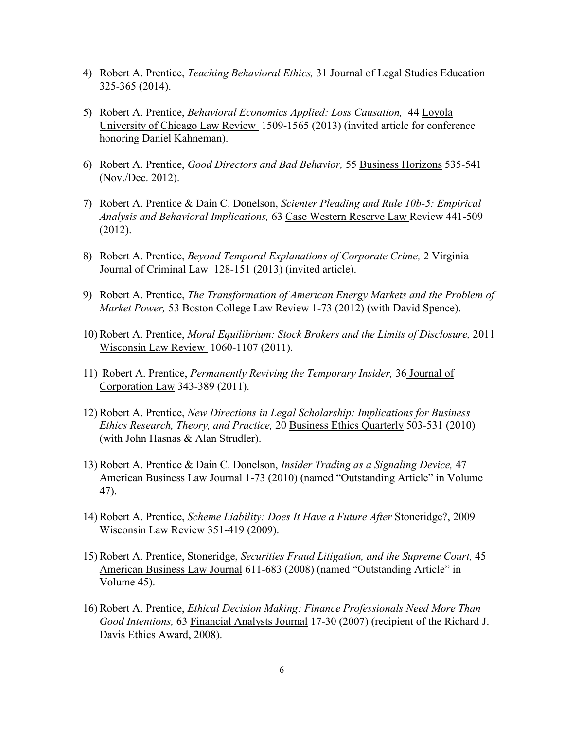4) Robert A. Prentice, *Teaching Behavioral Ethics,* 31 Journal of Legal Studies Education 325-365 (2014).

5) Robert A. Prentice, *Behavioral Economics Applied: Loss Causation,* 44 Loyola University of Chicago Law Review 1509-1565 (2013) (invited article for conference honoring Daniel Kahneman).

6) Robert A. Prentice, *Good Directors and Bad Behavior,* 55 Business Horizons 535-541 (Nov./Dec. 2012).

7) Robert A. Prentice & Dain C. Donelson, *Scienter Pleading and Rule 10b-5: Empirical Analysis and Behavioral Implications,* 63 Case Western Reserve Law Review 441-509 (2012).

8) Robert A. Prentice, *Beyond Temporal Explanations of Corporate Crime,* 2 Virginia Journal of Criminal Law 128-151 (2013) (invited article).

9) Robert A. Prentice, *The Transformation of American Energy Markets and the Problem of Market Power,* 53 Boston College Law Review 1-73 (2012) (with David Spence).

10) Robert A. Prentice, *Moral Equilibrium: Stock Brokers and the Limits of Disclosure,* 2011 Wisconsin Law Review 1060-1107 (2011).

11) Robert A. Prentice, *Permanently Reviving the Temporary Insider,* 36 Journal of Corporation Law 343-389 (2011).

12) Robert A. Prentice, *New Directions in Legal Scholarship: Implications for Business Ethics Research, Theory, and Practice,* 20 Business Ethics Quarterly 503-531 (2010) (with John Hasnas & Alan Strudler).

13) Robert A. Prentice & Dain C. Donelson, *Insider Trading as a Signaling Device,* 47 American Business Law Journal 1-73 (2010) (named "Outstanding Article" in Volume 47).

14) Robert A. Prentice, *Scheme Liability: Does It Have a Future After* Stoneridge?, 2009 Wisconsin Law Review 351-419 (2009).

15) Robert A. Prentice, Stoneridge, *Securities Fraud Litigation, and the Supreme Court,* 45 American Business Law Journal 611-683 (2008) (named "Outstanding Article" in Volume 45).

16) Robert A. Prentice, *Ethical Decision Making: Finance Professionals Need More Than Good Intentions,* 63 Financial Analysts Journal 17-30 (2007) (recipient of the Richard J. Davis Ethics Award, 2008).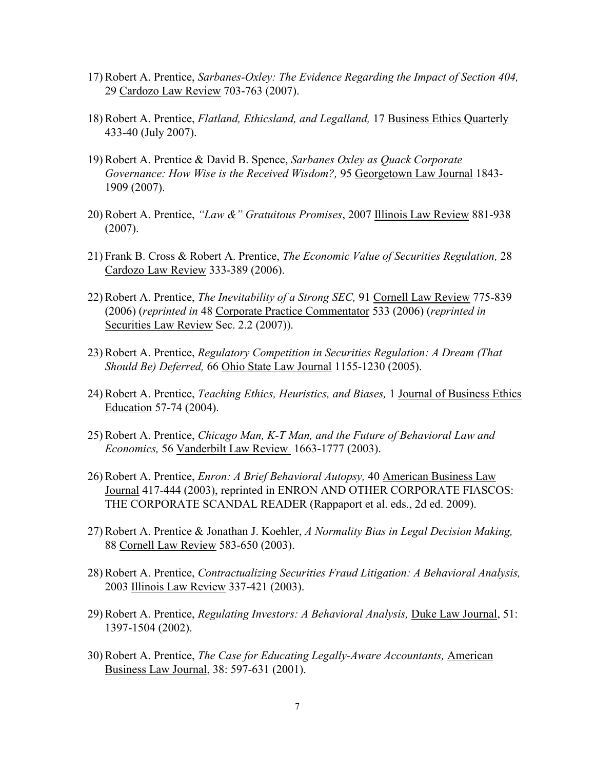17) Robert A. Prentice, *Sarbanes-Oxley: The Evidence Regarding the Impact of Section 404,* 29 Cardozo Law Review 703-763 (2007).

18) Robert A. Prentice, *Flatland, Ethicsland, and Legalland,* 17 Business Ethics Quarterly 433-40 (July 2007).

19) Robert A. Prentice & David B. Spence, *Sarbanes Oxley as Quack Corporate Governance: How Wise is the Received Wisdom?,* 95 Georgetown Law Journal 1843-1909 (2007).

20) Robert A. Prentice, *"Law &" Gratuitous Promises*, 2007 Illinois Law Review 881-938 (2007).

21) Frank B. Cross & Robert A. Prentice, *The Economic Value of Securities Regulation,* 28 Cardozo Law Review 333-389 (2006).

22) Robert A. Prentice, *The Inevitability of a Strong SEC,* 91 Cornell Law Review 775-839 (2006) (*reprinted in* 48 Corporate Practice Commentator 533 (2006) (*reprinted in* Securities Law Review Sec. 2.2 (2007)).

23) Robert A. Prentice, *Regulatory Competition in Securities Regulation: A Dream (That Should Be) Deferred,* 66 Ohio State Law Journal 1155-1230 (2005).

24) Robert A. Prentice, *Teaching Ethics, Heuristics, and Biases,* 1 Journal of Business Ethics Education 57-74 (2004).

25) Robert A. Prentice, *Chicago Man, K-T Man, and the Future of Behavioral Law and Economics,* 56 Vanderbilt Law Review 1663-1777 (2003).

26) Robert A. Prentice, *Enron: A Brief Behavioral Autopsy,* 40 American Business Law Journal 417-444 (2003), reprinted in ENRON AND OTHER CORPORATE FIASCOS: THE CORPORATE SCANDAL READER (Rappaport et al. eds., 2d ed. 2009).

27) Robert A. Prentice & Jonathan J. Koehler, *A Normality Bias in Legal Decision Making,* 88 Cornell Law Review 583-650 (2003).

28) Robert A. Prentice, *Contractualizing Securities Fraud Litigation: A Behavioral Analysis,* 2003 Illinois Law Review 337-421 (2003).

29) Robert A. Prentice, *Regulating Investors: A Behavioral Analysis,* Duke Law Journal, 51: 1397-1504 (2002).

30) Robert A. Prentice, *The Case for Educating Legally-Aware Accountants,* American Business Law Journal, 38: 597-631 (2001).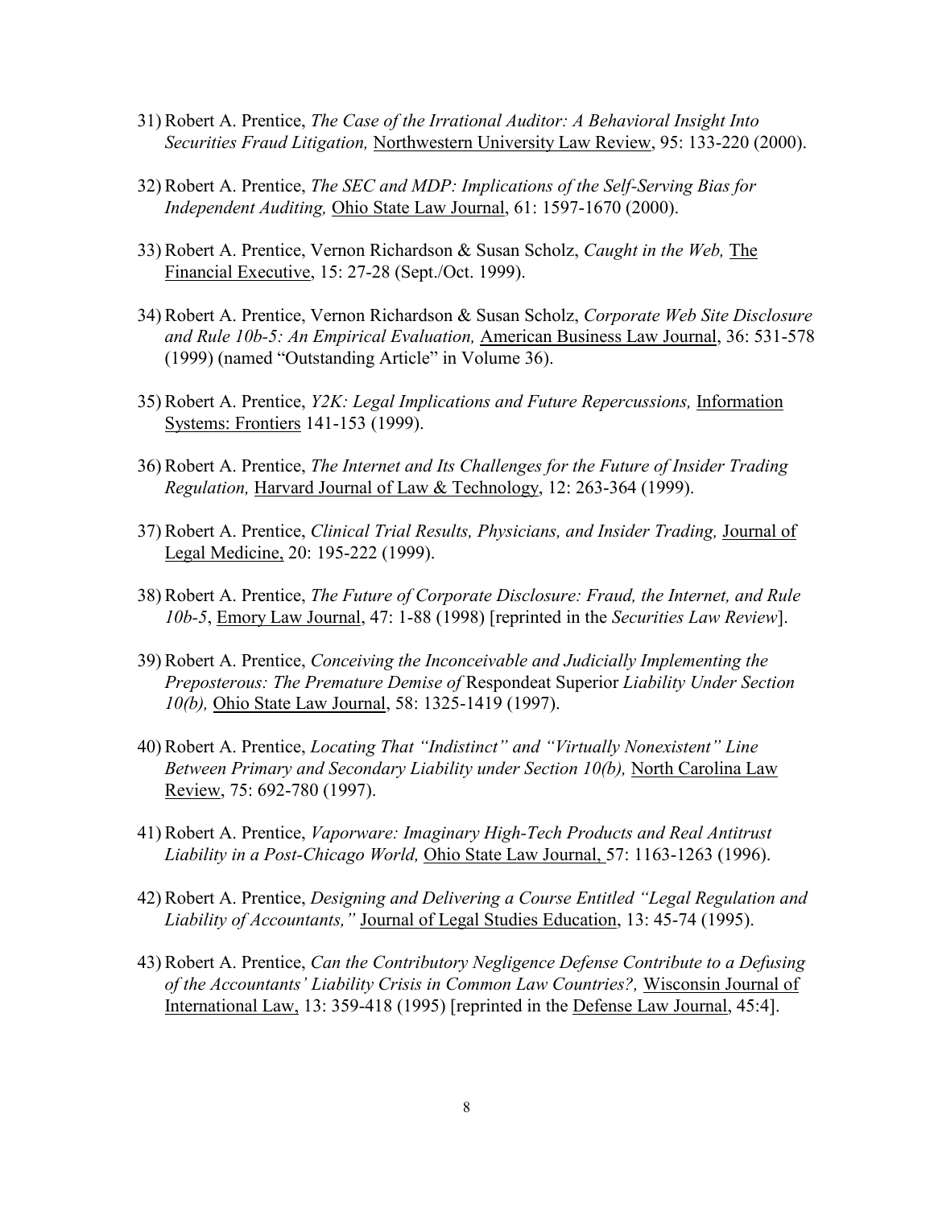31) Robert A. Prentice, *The Case of the Irrational Auditor: A Behavioral Insight Into Securities Fraud Litigation,* Northwestern University Law Review, 95: 133-220 (2000).

32) Robert A. Prentice, *The SEC and MDP: Implications of the Self-Serving Bias for Independent Auditing,* Ohio State Law Journal, 61: 1597-1670 (2000).

33) Robert A. Prentice, Vernon Richardson & Susan Scholz, *Caught in the Web,* The Financial Executive, 15: 27-28 (Sept./Oct. 1999).

34) Robert A. Prentice, Vernon Richardson & Susan Scholz, *Corporate Web Site Disclosure and Rule 10b-5: An Empirical Evaluation,* American Business Law Journal, 36: 531-578 (1999) (named "Outstanding Article" in Volume 36).

35) Robert A. Prentice, *Y2K: Legal Implications and Future Repercussions,* Information Systems: Frontiers 141-153 (1999).

36) Robert A. Prentice, *The Internet and Its Challenges for the Future of Insider Trading Regulation,* Harvard Journal of Law & Technology, 12: 263-364 (1999).

37) Robert A. Prentice, *Clinical Trial Results, Physicians, and Insider Trading,* Journal of Legal Medicine, 20: 195-222 (1999).

38) Robert A. Prentice, *The Future of Corporate Disclosure: Fraud, the Internet, and Rule 10b-5*, Emory Law Journal, 47: 1-88 (1998) [reprinted in the *Securities Law Review*].

39) Robert A. Prentice, *Conceiving the Inconceivable and Judicially Implementing the Preposterous: The Premature Demise of* Respondeat Superior *Liability Under Section 10(b),* Ohio State Law Journal, 58: 1325-1419 (1997).

40) Robert A. Prentice, *Locating That "Indistinct" and "Virtually Nonexistent" Line Between Primary and Secondary Liability under Section 10(b),* North Carolina Law Review, 75: 692-780 (1997).

41) Robert A. Prentice, *Vaporware: Imaginary High-Tech Products and Real Antitrust Liability in a Post-Chicago World,* Ohio State Law Journal, 57: 1163-1263 (1996).

42) Robert A. Prentice, *Designing and Delivering a Course Entitled "Legal Regulation and Liability of Accountants,"* Journal of Legal Studies Education, 13: 45-74 (1995).

43) Robert A. Prentice, *Can the Contributory Negligence Defense Contribute to a Defusing of the Accountants' Liability Crisis in Common Law Countries?,* Wisconsin Journal of International Law, 13: 359-418 (1995) [reprinted in the Defense Law Journal, 45:4].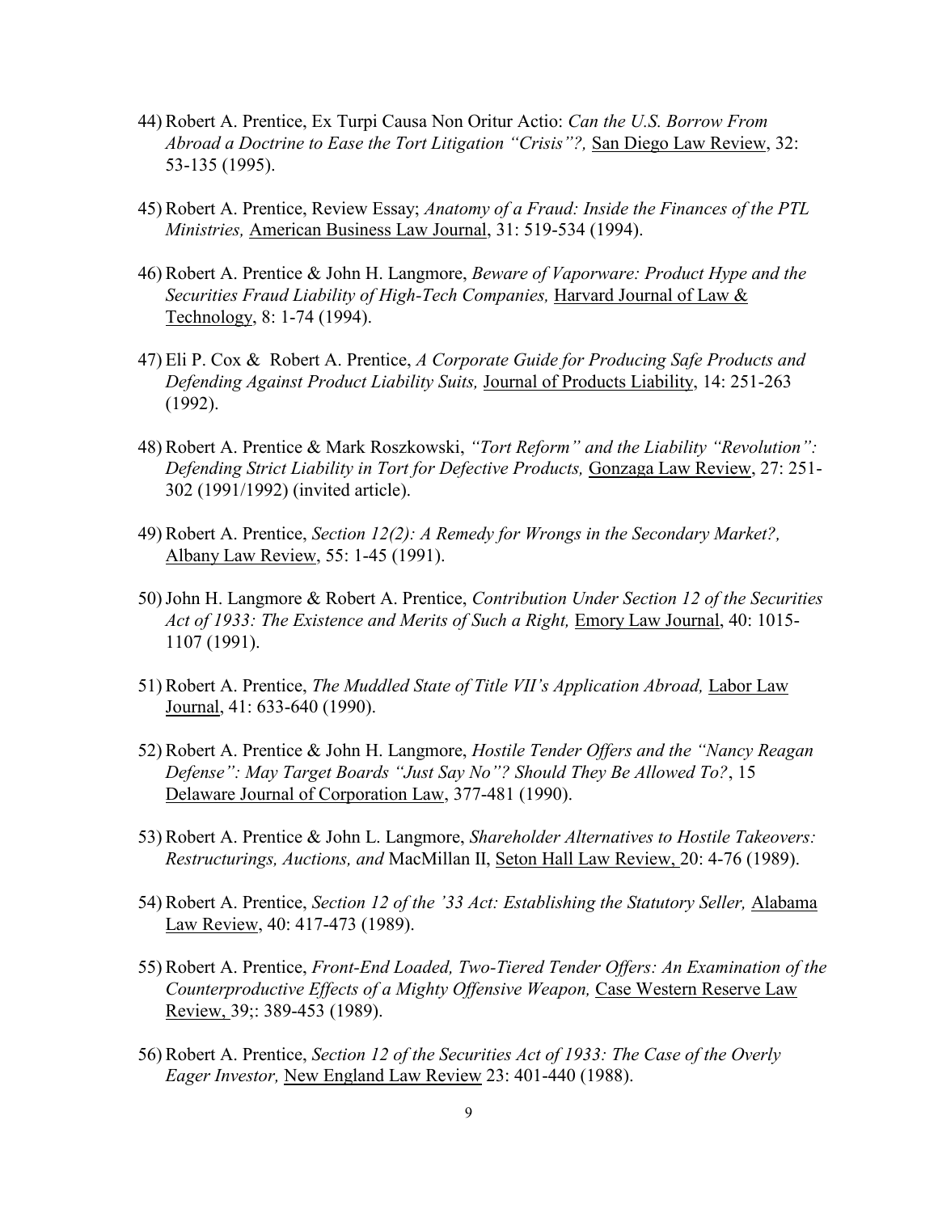44) Robert A. Prentice, Ex Turpi Causa Non Oritur Actio: *Can the U.S. Borrow From Abroad a Doctrine to Ease the Tort Litigation "Crisis"?,* San Diego Law Review, 32: 53-135 (1995).

45) Robert A. Prentice, Review Essay; *Anatomy of a Fraud: Inside the Finances of the PTL Ministries,* American Business Law Journal, 31: 519-534 (1994).

46) Robert A. Prentice & John H. Langmore, *Beware of Vaporware: Product Hype and the Securities Fraud Liability of High-Tech Companies,* Harvard Journal of Law & Technology, 8: 1-74 (1994).

47) Eli P. Cox & Robert A. Prentice, *A Corporate Guide for Producing Safe Products and Defending Against Product Liability Suits,* Journal of Products Liability, 14: 251-263 (1992).

48) Robert A. Prentice & Mark Roszkowski, *"Tort Reform" and the Liability "Revolution": Defending Strict Liability in Tort for Defective Products,* Gonzaga Law Review, 27: 251-302 (1991/1992) (invited article).

49) Robert A. Prentice, *Section 12(2): A Remedy for Wrongs in the Secondary Market?,* Albany Law Review, 55: 1-45 (1991).

50) John H. Langmore & Robert A. Prentice, *Contribution Under Section 12 of the Securities Act of 1933: The Existence and Merits of Such a Right,* Emory Law Journal, 40: 1015-1107 (1991).

51) Robert A. Prentice, *The Muddled State of Title VII's Application Abroad,* Labor Law Journal, 41: 633-640 (1990).

52) Robert A. Prentice & John H. Langmore, *Hostile Tender Offers and the "Nancy Reagan Defense": May Target Boards "Just Say No"? Should They Be Allowed To?*, 15 Delaware Journal of Corporation Law, 377-481 (1990).

53) Robert A. Prentice & John L. Langmore, *Shareholder Alternatives to Hostile Takeovers: Restructurings, Auctions, and* MacMillan II, Seton Hall Law Review, 20: 4-76 (1989).

54) Robert A. Prentice, *Section 12 of the '33 Act: Establishing the Statutory Seller,* Alabama Law Review, 40: 417-473 (1989).

55) Robert A. Prentice, *Front-End Loaded, Two-Tiered Tender Offers: An Examination of the Counterproductive Effects of a Mighty Offensive Weapon,* Case Western Reserve Law Review, 39;: 389-453 (1989).

56) Robert A. Prentice, *Section 12 of the Securities Act of 1933: The Case of the Overly Eager Investor,* New England Law Review 23: 401-440 (1988).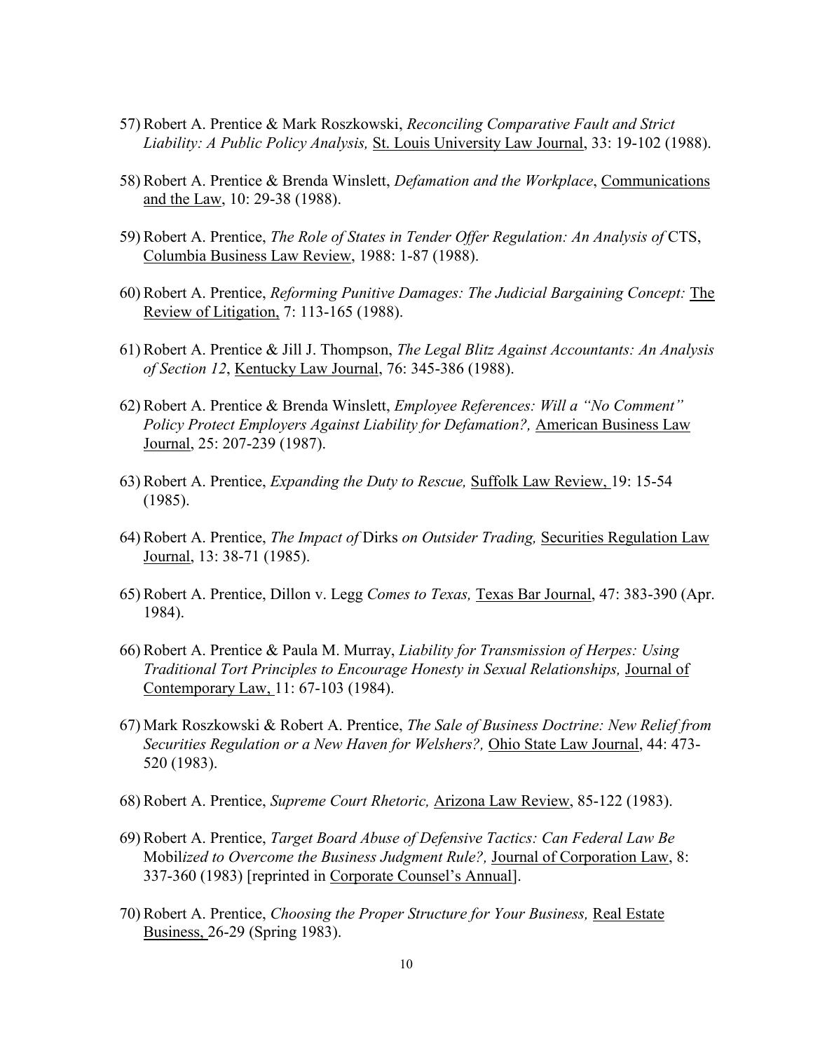57) Robert A. Prentice & Mark Roszkowski, *Reconciling Comparative Fault and Strict Liability: A Public Policy Analysis,* St. Louis University Law Journal, 33: 19-102 (1988).

58) Robert A. Prentice & Brenda Winslett, *Defamation and the Workplace*, Communications and the Law, 10: 29-38 (1988).

59) Robert A. Prentice, *The Role of States in Tender Offer Regulation: An Analysis of* CTS, Columbia Business Law Review, 1988: 1-87 (1988).

60) Robert A. Prentice, *Reforming Punitive Damages: The Judicial Bargaining Concept:* The Review of Litigation, 7: 113-165 (1988).

61) Robert A. Prentice & Jill J. Thompson, *The Legal Blitz Against Accountants: An Analysis of Section 12*, Kentucky Law Journal, 76: 345-386 (1988).

62) Robert A. Prentice & Brenda Winslett, *Employee References: Will a "No Comment" Policy Protect Employers Against Liability for Defamation?,* American Business Law Journal, 25: 207-239 (1987).

63) Robert A. Prentice, *Expanding the Duty to Rescue,* Suffolk Law Review, 19: 15-54 (1985).

64) Robert A. Prentice, *The Impact of* Dirks *on Outsider Trading,* Securities Regulation Law Journal, 13: 38-71 (1985).

65) Robert A. Prentice, Dillon v. Legg *Comes to Texas,* Texas Bar Journal, 47: 383-390 (Apr. 1984).

66) Robert A. Prentice & Paula M. Murray, *Liability for Transmission of Herpes: Using Traditional Tort Principles to Encourage Honesty in Sexual Relationships,* Journal of Contemporary Law, 11: 67-103 (1984).

67) Mark Roszkowski & Robert A. Prentice, *The Sale of Business Doctrine: New Relief from Securities Regulation or a New Haven for Welshers?,* Ohio State Law Journal, 44: 473-520 (1983).

68) Robert A. Prentice, *Supreme Court Rhetoric,* Arizona Law Review, 85-122 (1983).

69) Robert A. Prentice, *Target Board Abuse of Defensive Tactics: Can Federal Law Be* Mobil*ized to Overcome the Business Judgment Rule?,* Journal of Corporation Law, 8: 337-360 (1983) [reprinted in Corporate Counsel's Annual].

70) Robert A. Prentice, *Choosing the Proper Structure for Your Business,* Real Estate Business, 26-29 (Spring 1983).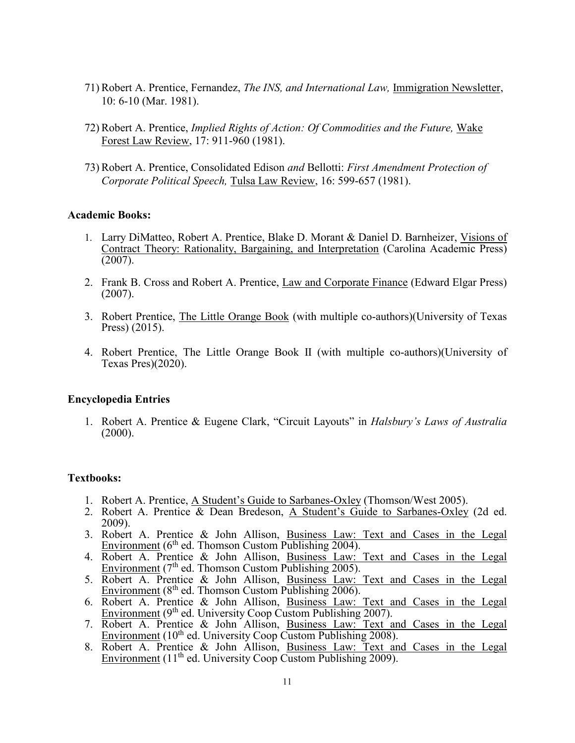71) Robert A. Prentice, Fernandez, *The INS, and International Law,* Immigration Newsletter, 10: 6-10 (Mar. 1981).

72) Robert A. Prentice, *Implied Rights of Action: Of Commodities and the Future,* Wake Forest Law Review, 17: 911-960 (1981).

73) Robert A. Prentice, Consolidated Edison *and* Bellotti: *First Amendment Protection of Corporate Political Speech,* Tulsa Law Review, 16: 599-657 (1981).

**Academic Books:**

1. Larry DiMatteo, Robert A. Prentice, Blake D. Morant & Daniel D. Barnheizer, Visions of Contract Theory: Rationality, Bargaining, and Interpretation (Carolina Academic Press) (2007).

2. Frank B. Cross and Robert A. Prentice, Law and Corporate Finance (Edward Elgar Press) (2007).

3. Robert Prentice, The Little Orange Book (with multiple co-authors)(University of Texas Press) (2015).

4. Robert Prentice, The Little Orange Book II (with multiple co-authors)(University of Texas Pres)(2020).

**Encyclopedia Entries**

1. Robert A. Prentice & Eugene Clark, "Circuit Layouts" in *Halsbury's Laws of Australia* (2000).

**Textbooks:**

1. Robert A. Prentice, A Student's Guide to Sarbanes-Oxley (Thomson/West 2005).
2. Robert A. Prentice & Dean Bredeson, A Student's Guide to Sarbanes-Oxley (2d ed. 2009).
3. Robert A. Prentice & John Allison, Business Law: Text and Cases in the Legal Environment (6th ed. Thomson Custom Publishing 2004).
4. Robert A. Prentice & John Allison, Business Law: Text and Cases in the Legal Environment (7th ed. Thomson Custom Publishing 2005).
5. Robert A. Prentice & John Allison, Business Law: Text and Cases in the Legal Environment (8th ed. Thomson Custom Publishing 2006).
6. Robert A. Prentice & John Allison, Business Law: Text and Cases in the Legal Environment (9th ed. University Coop Custom Publishing 2007).
7. Robert A. Prentice & John Allison, Business Law: Text and Cases in the Legal Environment (10th ed. University Coop Custom Publishing 2008).
8. Robert A. Prentice & John Allison, Business Law: Text and Cases in the Legal Environment (11th ed. University Coop Custom Publishing 2009).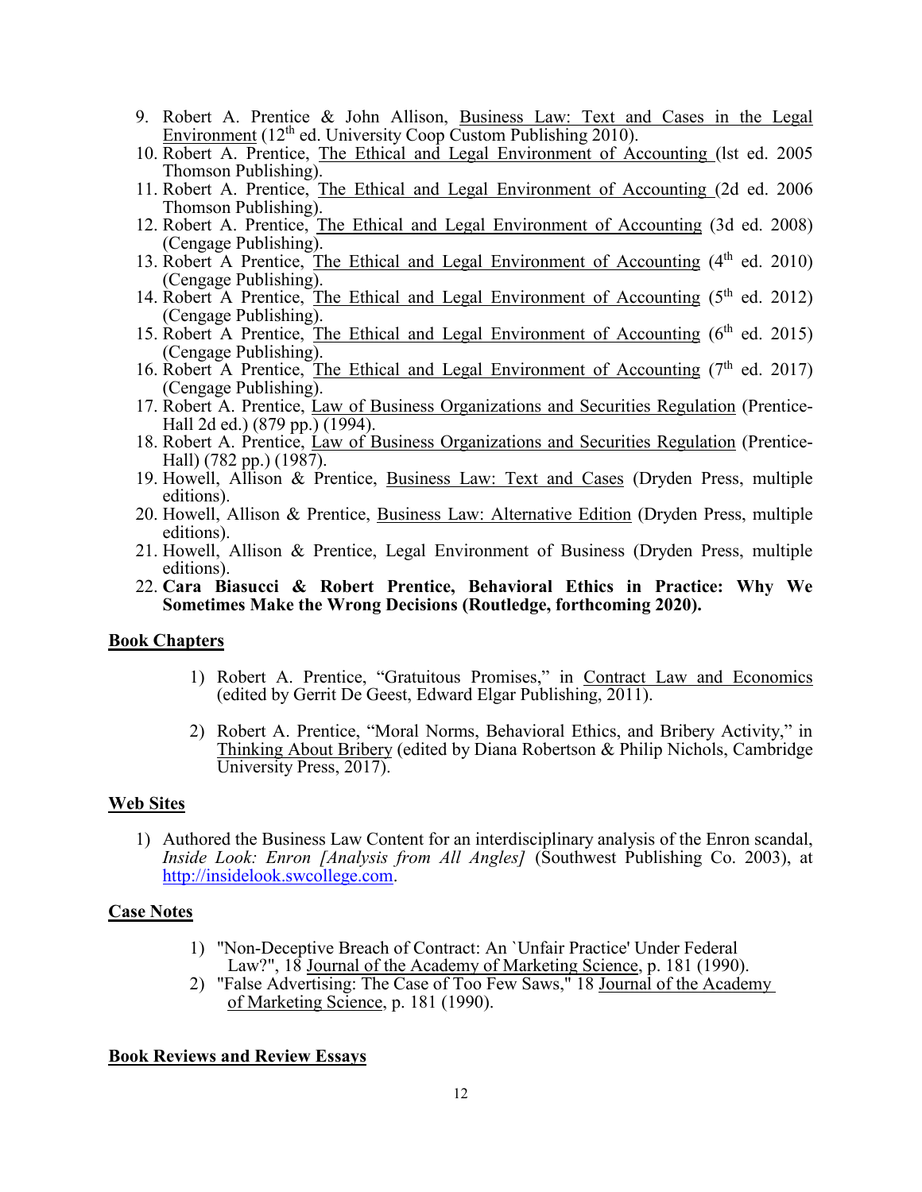9. Robert A. Prentice & John Allison, Business Law: Text and Cases in the Legal Environment (12th ed. University Coop Custom Publishing 2010).
10. Robert A. Prentice, The Ethical and Legal Environment of Accounting (lst ed. 2005 Thomson Publishing).
11. Robert A. Prentice, The Ethical and Legal Environment of Accounting (2d ed. 2006 Thomson Publishing).
12. Robert A. Prentice, The Ethical and Legal Environment of Accounting (3d ed. 2008) (Cengage Publishing).
13. Robert A Prentice, The Ethical and Legal Environment of Accounting (4th ed. 2010) (Cengage Publishing).
14. Robert A Prentice, The Ethical and Legal Environment of Accounting (5th ed. 2012) (Cengage Publishing).
15. Robert A Prentice, The Ethical and Legal Environment of Accounting (6th ed. 2015) (Cengage Publishing).
16. Robert A Prentice, The Ethical and Legal Environment of Accounting (7th ed. 2017) (Cengage Publishing).
17. Robert A. Prentice, Law of Business Organizations and Securities Regulation (Prentice-Hall 2d ed.) (879 pp.) (1994).
18. Robert A. Prentice, Law of Business Organizations and Securities Regulation (Prentice-Hall) (782 pp.) (1987).
19. Howell, Allison & Prentice, Business Law: Text and Cases (Dryden Press, multiple editions).
20. Howell, Allison & Prentice, Business Law: Alternative Edition (Dryden Press, multiple editions).
21. Howell, Allison & Prentice, Legal Environment of Business (Dryden Press, multiple editions).
22. **Cara Biasucci & Robert Prentice, Behavioral Ethics in Practice: Why We Sometimes Make the Wrong Decisions (Routledge, forthcoming 2020).**

## Book Chapters

1) Robert A. Prentice, "Gratuitous Promises," in Contract Law and Economics (edited by Gerrit De Geest, Edward Elgar Publishing, 2011).

2) Robert A. Prentice, "Moral Norms, Behavioral Ethics, and Bribery Activity," in Thinking About Bribery (edited by Diana Robertson & Philip Nichols, Cambridge University Press, 2017).

## Web Sites

1) Authored the Business Law Content for an interdisciplinary analysis of the Enron scandal, *Inside Look: Enron [Analysis from All Angles]* (Southwest Publishing Co. 2003), at http://insidelook.swcollege.com.

## Case Notes

1) "Non-Deceptive Breach of Contract: An `Unfair Practice' Under Federal Law?", 18 Journal of the Academy of Marketing Science, p. 181 (1990).
2) "False Advertising: The Case of Too Few Saws," 18 Journal of the Academy of Marketing Science, p. 181 (1990).

## Book Reviews and Review Essays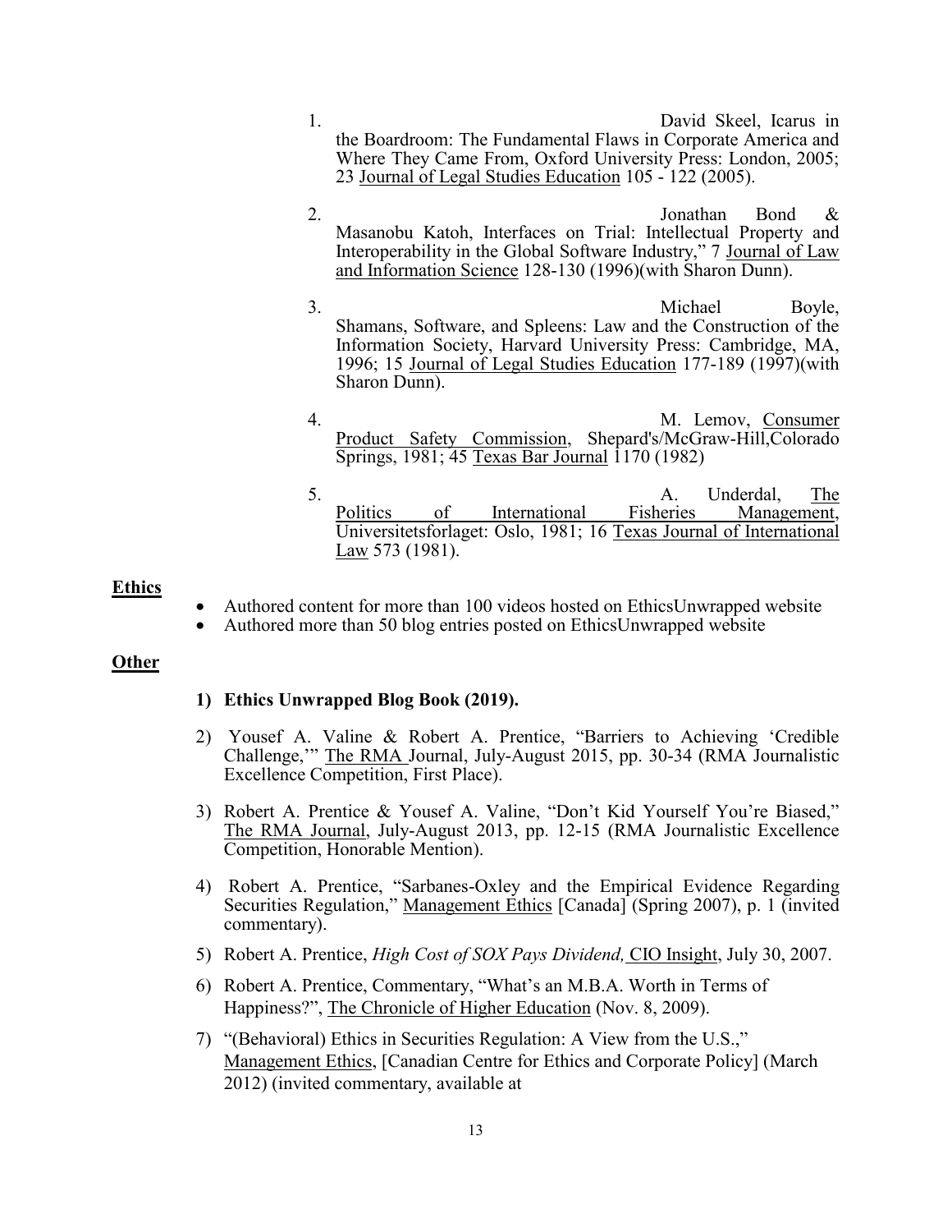1. David Skeel, Icarus in the Boardroom: The Fundamental Flaws in Corporate America and Where They Came From, Oxford University Press: London, 2005; 23 Journal of Legal Studies Education 105 - 122 (2005).

2. Jonathan Bond & Masanobu Katoh, Interfaces on Trial: Intellectual Property and Interoperability in the Global Software Industry," 7 Journal of Law and Information Science 128-130 (1996)(with Sharon Dunn).

3. Michael Boyle, Shamans, Software, and Spleens: Law and the Construction of the Information Society, Harvard University Press: Cambridge, MA, 1996; 15 Journal of Legal Studies Education 177-189 (1997)(with Sharon Dunn).

4. M. Lemov, Consumer Product Safety Commission, Shepard's/McGraw-Hill,Colorado Springs, 1981; 45 Texas Bar Journal 1170 (1982)

5. A. Underdal, The Politics of International Fisheries Management, Universitetsforlaget: Oslo, 1981; 16 Texas Journal of International Law 573 (1981).

**Ethics**

- Authored content for more than 100 videos hosted on EthicsUnwrapped website
- Authored more than 50 blog entries posted on EthicsUnwrapped website

**Other**

1) **Ethics Unwrapped Blog Book (2019).**

2) Yousef A. Valine & Robert A. Prentice, "Barriers to Achieving 'Credible Challenge,'" The RMA Journal, July-August 2015, pp. 30-34 (RMA Journalistic Excellence Competition, First Place).

3) Robert A. Prentice & Yousef A. Valine, "Don't Kid Yourself You're Biased," The RMA Journal, July-August 2013, pp. 12-15 (RMA Journalistic Excellence Competition, Honorable Mention).

4) Robert A. Prentice, "Sarbanes-Oxley and the Empirical Evidence Regarding Securities Regulation," Management Ethics [Canada] (Spring 2007), p. 1 (invited commentary).

5) Robert A. Prentice, *High Cost of SOX Pays Dividend,* CIO Insight, July 30, 2007.

6) Robert A. Prentice, Commentary, "What's an M.B.A. Worth in Terms of Happiness?", The Chronicle of Higher Education (Nov. 8, 2009).

7) "(Behavioral) Ethics in Securities Regulation: A View from the U.S.," Management Ethics, [Canadian Centre for Ethics and Corporate Policy] (March 2012) (invited commentary, available at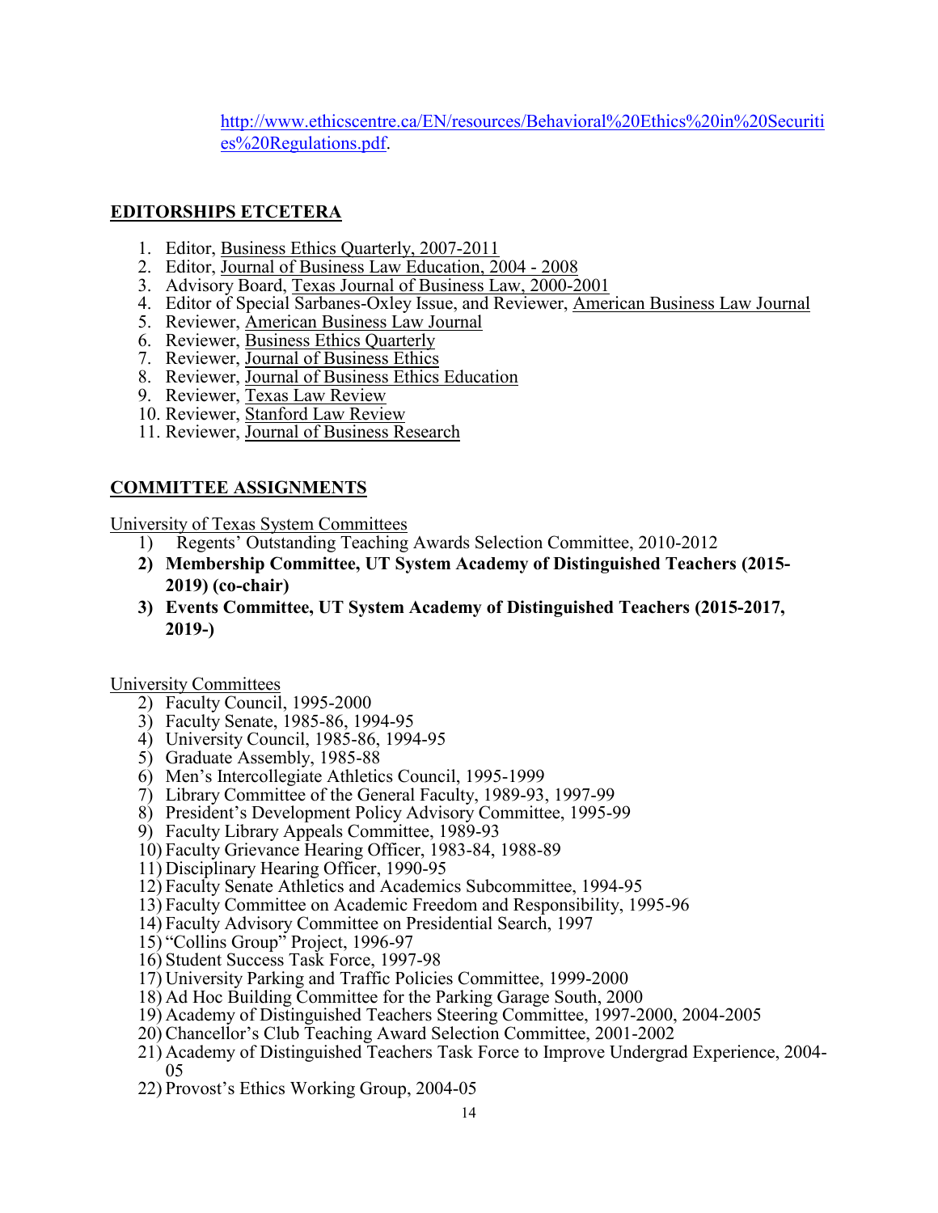http://www.ethicscentre.ca/EN/resources/Behavioral%20Ethics%20in%20Securities%20Regulations.pdf.

## EDITORSHIPS ETCETERA

1. Editor, Business Ethics Quarterly, 2007-2011
2. Editor, Journal of Business Law Education, 2004 - 2008
3. Advisory Board, Texas Journal of Business Law, 2000-2001
4. Editor of Special Sarbanes-Oxley Issue, and Reviewer, American Business Law Journal
5. Reviewer, American Business Law Journal
6. Reviewer, Business Ethics Quarterly
7. Reviewer, Journal of Business Ethics
8. Reviewer, Journal of Business Ethics Education
9. Reviewer, Texas Law Review
10. Reviewer, Stanford Law Review
11. Reviewer, Journal of Business Research

## COMMITTEE ASSIGNMENTS

University of Texas System Committees

1) Regents' Outstanding Teaching Awards Selection Committee, 2010-2012
2) **Membership Committee, UT System Academy of Distinguished Teachers (2015-2019) (co-chair)**
3) **Events Committee, UT System Academy of Distinguished Teachers (2015-2017, 2019-)**

University Committees

2) Faculty Council, 1995-2000
3) Faculty Senate, 1985-86, 1994-95
4) University Council, 1985-86, 1994-95
5) Graduate Assembly, 1985-88
6) Men's Intercollegiate Athletics Council, 1995-1999
7) Library Committee of the General Faculty, 1989-93, 1997-99
8) President's Development Policy Advisory Committee, 1995-99
9) Faculty Library Appeals Committee, 1989-93
10) Faculty Grievance Hearing Officer, 1983-84, 1988-89
11) Disciplinary Hearing Officer, 1990-95
12) Faculty Senate Athletics and Academics Subcommittee, 1994-95
13) Faculty Committee on Academic Freedom and Responsibility, 1995-96
14) Faculty Advisory Committee on Presidential Search, 1997
15) "Collins Group" Project, 1996-97
16) Student Success Task Force, 1997-98
17) University Parking and Traffic Policies Committee, 1999-2000
18) Ad Hoc Building Committee for the Parking Garage South, 2000
19) Academy of Distinguished Teachers Steering Committee, 1997-2000, 2004-2005
20) Chancellor's Club Teaching Award Selection Committee, 2001-2002
21) Academy of Distinguished Teachers Task Force to Improve Undergrad Experience, 2004-05
22) Provost's Ethics Working Group, 2004-05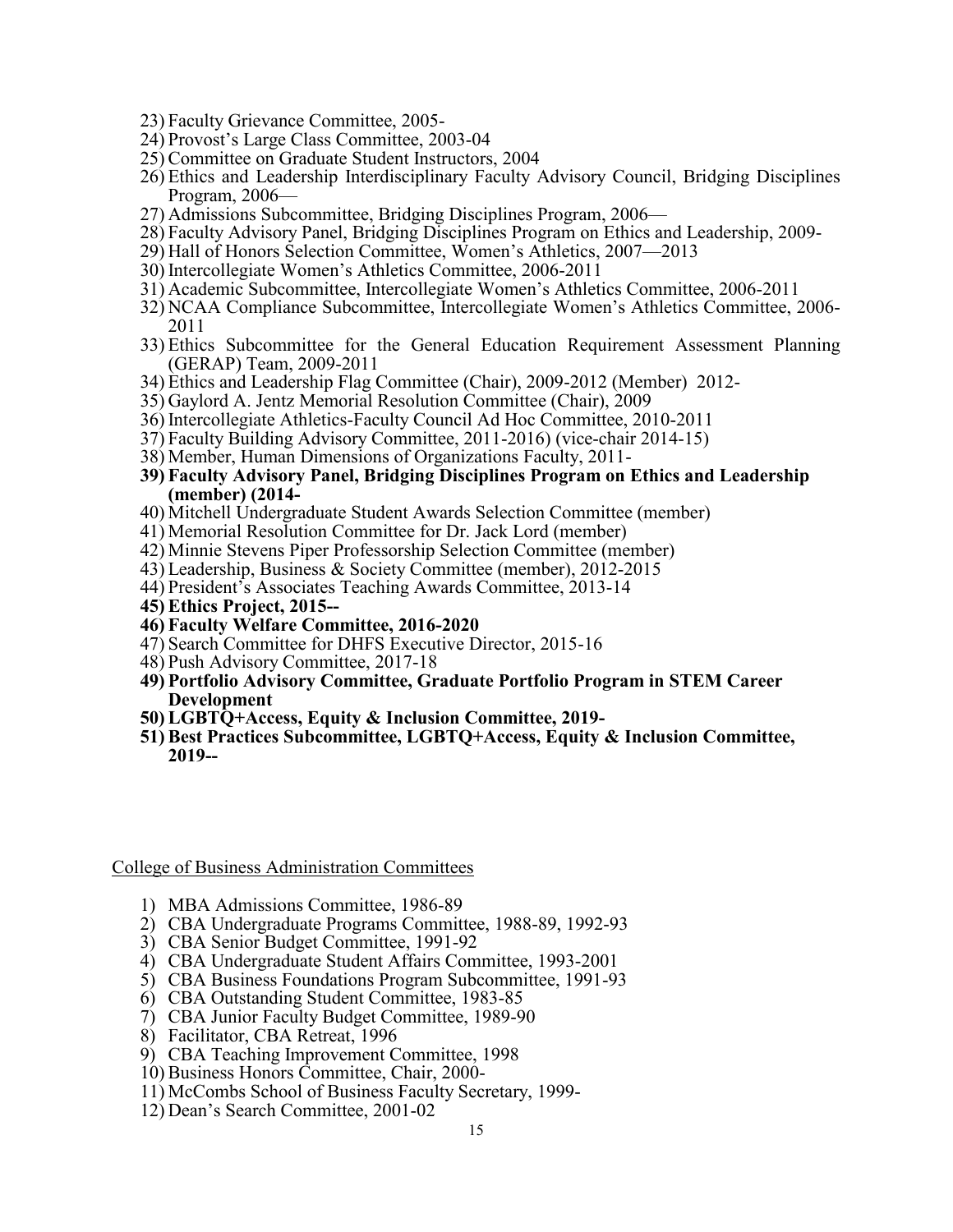23) Faculty Grievance Committee, 2005-
24) Provost's Large Class Committee, 2003-04
25) Committee on Graduate Student Instructors, 2004
26) Ethics and Leadership Interdisciplinary Faculty Advisory Council, Bridging Disciplines Program, 2006—
27) Admissions Subcommittee, Bridging Disciplines Program, 2006—
28) Faculty Advisory Panel, Bridging Disciplines Program on Ethics and Leadership, 2009-
29) Hall of Honors Selection Committee, Women's Athletics, 2007—2013
30) Intercollegiate Women's Athletics Committee, 2006-2011
31) Academic Subcommittee, Intercollegiate Women's Athletics Committee, 2006-2011
32) NCAA Compliance Subcommittee, Intercollegiate Women's Athletics Committee, 2006-2011
33) Ethics Subcommittee for the General Education Requirement Assessment Planning (GERAP) Team, 2009-2011
34) Ethics and Leadership Flag Committee (Chair), 2009-2012 (Member) 2012-
35) Gaylord A. Jentz Memorial Resolution Committee (Chair), 2009
36) Intercollegiate Athletics-Faculty Council Ad Hoc Committee, 2010-2011
37) Faculty Building Advisory Committee, 2011-2016) (vice-chair 2014-15)
38) Member, Human Dimensions of Organizations Faculty, 2011-
39) **Faculty Advisory Panel, Bridging Disciplines Program on Ethics and Leadership (member) (2014-**
40) Mitchell Undergraduate Student Awards Selection Committee (member)
41) Memorial Resolution Committee for Dr. Jack Lord (member)
42) Minnie Stevens Piper Professorship Selection Committee (member)
43) Leadership, Business & Society Committee (member), 2012-2015
44) President's Associates Teaching Awards Committee, 2013-14
45) **Ethics Project, 2015--**
46) **Faculty Welfare Committee, 2016-2020**
47) Search Committee for DHFS Executive Director, 2015-16
48) Push Advisory Committee, 2017-18
49) **Portfolio Advisory Committee, Graduate Portfolio Program in STEM Career Development**
50) **LGBTQ+Access, Equity & Inclusion Committee, 2019-**
51) **Best Practices Subcommittee, LGBTQ+Access, Equity & Inclusion Committee, 2019--**

College of Business Administration Committees

1) MBA Admissions Committee, 1986-89
2) CBA Undergraduate Programs Committee, 1988-89, 1992-93
3) CBA Senior Budget Committee, 1991-92
4) CBA Undergraduate Student Affairs Committee, 1993-2001
5) CBA Business Foundations Program Subcommittee, 1991-93
6) CBA Outstanding Student Committee, 1983-85
7) CBA Junior Faculty Budget Committee, 1989-90
8) Facilitator, CBA Retreat, 1996
9) CBA Teaching Improvement Committee, 1998
10) Business Honors Committee, Chair, 2000-
11) McCombs School of Business Faculty Secretary, 1999-
12) Dean's Search Committee, 2001-02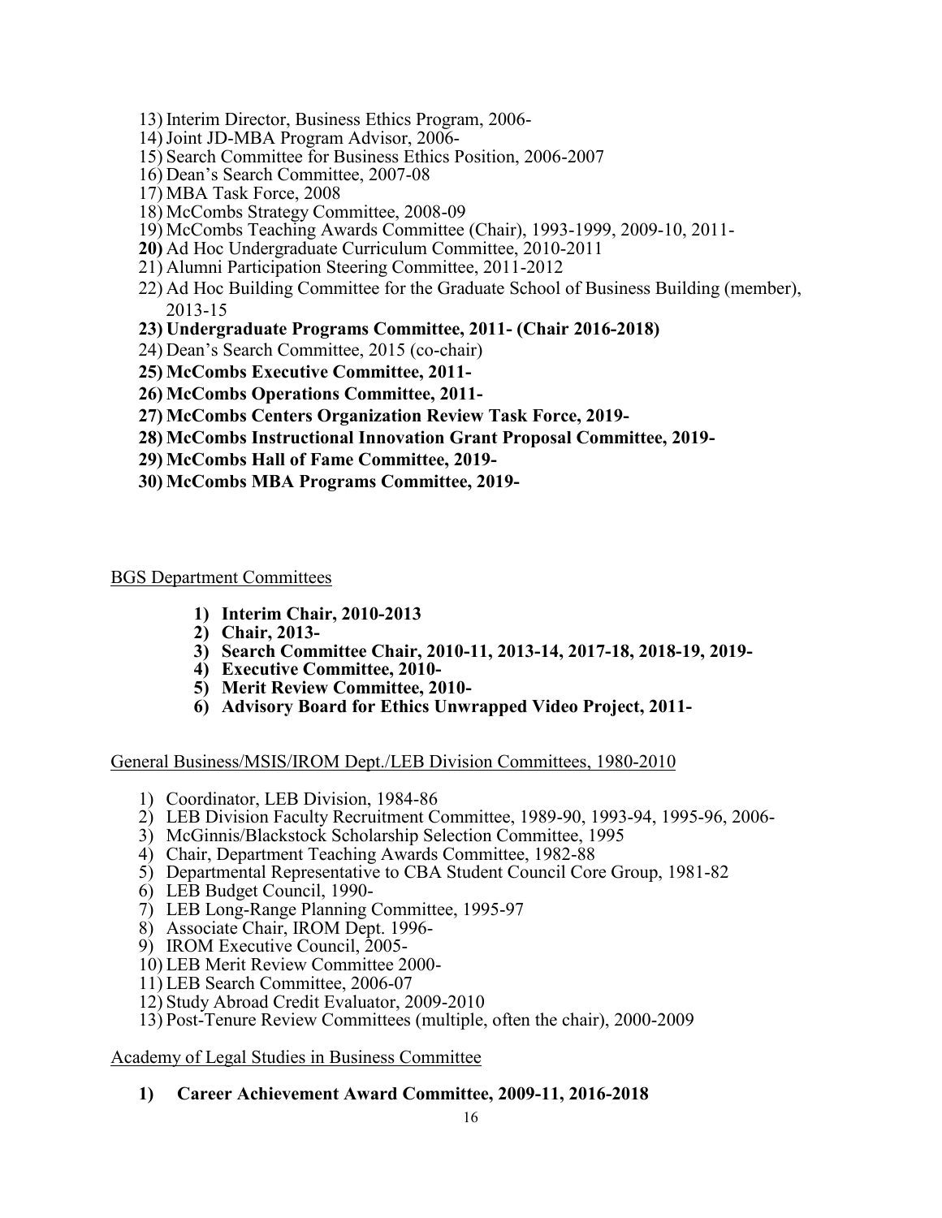13) Interim Director, Business Ethics Program, 2006-
14) Joint JD-MBA Program Advisor, 2006-
15) Search Committee for Business Ethics Position, 2006-2007
16) Dean's Search Committee, 2007-08
17) MBA Task Force, 2008
18) McCombs Strategy Committee, 2008-09
19) McCombs Teaching Awards Committee (Chair), 1993-1999, 2009-10, 2011-
**20)** Ad Hoc Undergraduate Curriculum Committee, 2010-2011
21) Alumni Participation Steering Committee, 2011-2012
22) Ad Hoc Building Committee for the Graduate School of Business Building (member), 2013-15
**23) Undergraduate Programs Committee, 2011- (Chair 2016-2018)**
24) Dean's Search Committee, 2015 (co-chair)
**25) McCombs Executive Committee, 2011-**
**26) McCombs Operations Committee, 2011-**
**27) McCombs Centers Organization Review Task Force, 2019-**
**28) McCombs Instructional Innovation Grant Proposal Committee, 2019-**
**29) McCombs Hall of Fame Committee, 2019-**
**30) McCombs MBA Programs Committee, 2019-**

BGS Department Committees

1) **Interim Chair, 2010-2013**
2) **Chair, 2013-**
3) **Search Committee Chair, 2010-11, 2013-14, 2017-18, 2018-19, 2019-**
4) **Executive Committee, 2010-**
5) **Merit Review Committee, 2010-**
6) **Advisory Board for Ethics Unwrapped Video Project, 2011-**

General Business/MSIS/IROM Dept./LEB Division Committees, 1980-2010

1) Coordinator, LEB Division, 1984-86
2) LEB Division Faculty Recruitment Committee, 1989-90, 1993-94, 1995-96, 2006-
3) McGinnis/Blackstock Scholarship Selection Committee, 1995
4) Chair, Department Teaching Awards Committee, 1982-88
5) Departmental Representative to CBA Student Council Core Group, 1981-82
6) LEB Budget Council, 1990-
7) LEB Long-Range Planning Committee, 1995-97
8) Associate Chair, IROM Dept. 1996-
9) IROM Executive Council, 2005-
10) LEB Merit Review Committee 2000-
11) LEB Search Committee, 2006-07
12) Study Abroad Credit Evaluator, 2009-2010
13) Post-Tenure Review Committees (multiple, often the chair), 2000-2009

Academy of Legal Studies in Business Committee

1) **Career Achievement Award Committee, 2009-11, 2016-2018**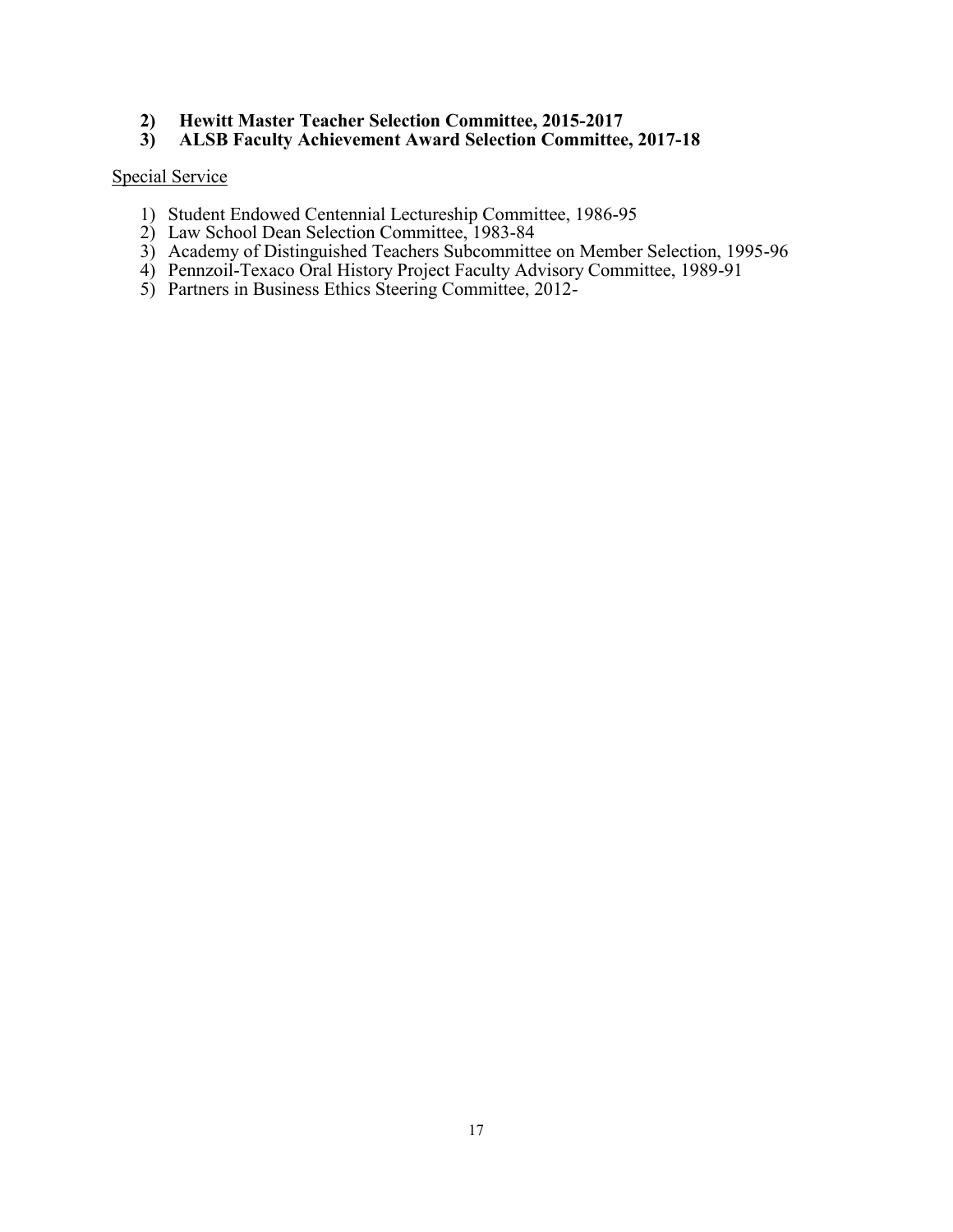2) **Hewitt Master Teacher Selection Committee, 2015-2017**
3) **ALSB Faculty Achievement Award Selection Committee, 2017-18**

Special Service

1) Student Endowed Centennial Lectureship Committee, 1986-95
2) Law School Dean Selection Committee, 1983-84
3) Academy of Distinguished Teachers Subcommittee on Member Selection, 1995-96
4) Pennzoil-Texaco Oral History Project Faculty Advisory Committee, 1989-91
5) Partners in Business Ethics Steering Committee, 2012-